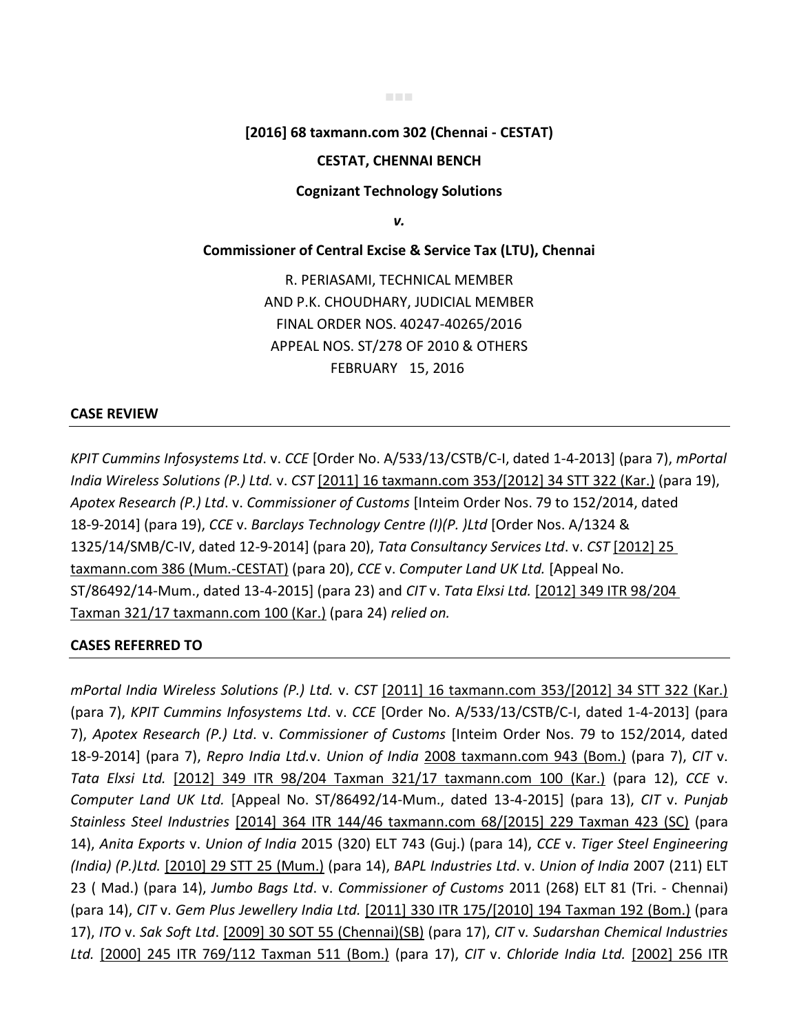**[2016] 68 taxmann.com 302 (Chennai - CESTAT)**

**CESTAT, CHENNAI BENCH**

**Cognizant Technology Solutions**

***v.***

**Commissioner of Central Excise & Service Tax (LTU), Chennai**

R. PERIASAMI, TECHNICAL MEMBER
AND P.K. CHOUDHARY, JUDICIAL MEMBER
FINAL ORDER NOS. 40247-40265/2016
APPEAL NOS. ST/278 OF 2010 & OTHERS
FEBRUARY 15, 2016

**CASE REVIEW**

*KPIT Cummins Infosystems Ltd*. v. *CCE* [Order No. A/533/13/CSTB/C-I, dated 1-4-2013] (para 7), *mPortal India Wireless Solutions (P.) Ltd.* v. *CST* [2011] 16 taxmann.com 353/[2012] 34 STT 322 (Kar.) (para 19), *Apotex Research (P.) Ltd*. v. *Commissioner of Customs* [Inteim Order Nos. 79 to 152/2014, dated 18-9-2014] (para 19), *CCE* v. *Barclays Technology Centre (I)(P. )Ltd* [Order Nos. A/1324 & 1325/14/SMB/C-IV, dated 12-9-2014] (para 20), *Tata Consultancy Services Ltd*. v. *CST* [2012] 25 taxmann.com 386 (Mum.-CESTAT) (para 20), *CCE* v. *Computer Land UK Ltd.* [Appeal No. ST/86492/14-Mum., dated 13-4-2015] (para 23) and *CIT* v. *Tata Elxsi Ltd.* [2012] 349 ITR 98/204 Taxman 321/17 taxmann.com 100 (Kar.) (para 24) *relied on.*

**CASES REFERRED TO**

*mPortal India Wireless Solutions (P.) Ltd.* v. *CST* [2011] 16 taxmann.com 353/[2012] 34 STT 322 (Kar.) (para 7), *KPIT Cummins Infosystems Ltd*. v. *CCE* [Order No. A/533/13/CSTB/C-I, dated 1-4-2013] (para 7), *Apotex Research (P.) Ltd*. v. *Commissioner of Customs* [Inteim Order Nos. 79 to 152/2014, dated 18-9-2014] (para 7), *Repro India Ltd.*v. *Union of India* 2008 taxmann.com 943 (Bom.) (para 7), *CIT* v. *Tata Elxsi Ltd.* [2012] 349 ITR 98/204 Taxman 321/17 taxmann.com 100 (Kar.) (para 12), *CCE* v. *Computer Land UK Ltd.* [Appeal No. ST/86492/14-Mum., dated 13-4-2015] (para 13), *CIT* v. *Punjab Stainless Steel Industries* [2014] 364 ITR 144/46 taxmann.com 68/[2015] 229 Taxman 423 (SC) (para 14), *Anita Exports* v. *Union of India* 2015 (320) ELT 743 (Guj.) (para 14), *CCE* v. *Tiger Steel Engineering (India) (P.)Ltd.* [2010] 29 STT 25 (Mum.) (para 14), *BAPL Industries Ltd*. v. *Union of India* 2007 (211) ELT 23 ( Mad.) (para 14), *Jumbo Bags Ltd*. v. *Commissioner of Customs* 2011 (268) ELT 81 (Tri. - Chennai) (para 14), *CIT* v. *Gem Plus Jewellery India Ltd.* [2011] 330 ITR 175/[2010] 194 Taxman 192 (Bom.) (para 17), *ITO* v. *Sak Soft Ltd*. [2009] 30 SOT 55 (Chennai)(SB) (para 17), *CIT* v. *Sudarshan Chemical Industries Ltd.* [2000] 245 ITR 769/112 Taxman 511 (Bom.) (para 17), *CIT* v. *Chloride India Ltd.* [2002] 256 ITR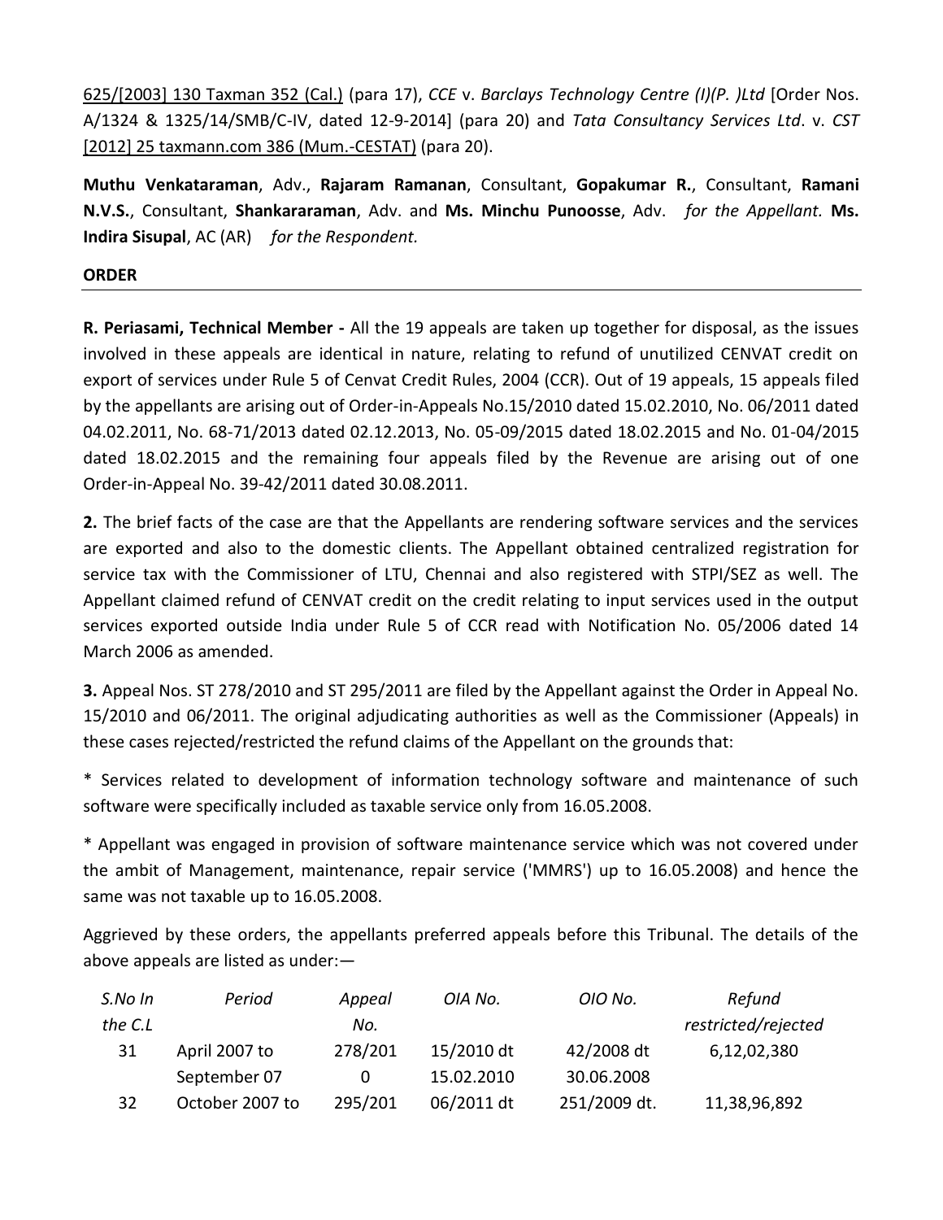625/[2003] 130 Taxman 352 (Cal.) (para 17), *CCE* v. *Barclays Technology Centre (I)(P. )Ltd* [Order Nos. A/1324 & 1325/14/SMB/C-IV, dated 12-9-2014] (para 20) and *Tata Consultancy Services Ltd*. v. *CST* [2012] 25 taxmann.com 386 (Mum.-CESTAT) (para 20).

**Muthu Venkataraman**, Adv., **Rajaram Ramanan**, Consultant, **Gopakumar R.**, Consultant, **Ramani N.V.S.**, Consultant, **Shankararaman**, Adv. and **Ms. Minchu Punoosse**, Adv. *for the Appellant.* **Ms. Indira Sisupal**, AC (AR) *for the Respondent.*

**ORDER**

**R. Periasami, Technical Member -** All the 19 appeals are taken up together for disposal, as the issues involved in these appeals are identical in nature, relating to refund of unutilized CENVAT credit on export of services under Rule 5 of Cenvat Credit Rules, 2004 (CCR). Out of 19 appeals, 15 appeals filed by the appellants are arising out of Order-in-Appeals No.15/2010 dated 15.02.2010, No. 06/2011 dated 04.02.2011, No. 68-71/2013 dated 02.12.2013, No. 05-09/2015 dated 18.02.2015 and No. 01-04/2015 dated 18.02.2015 and the remaining four appeals filed by the Revenue are arising out of one Order-in-Appeal No. 39-42/2011 dated 30.08.2011.

**2.** The brief facts of the case are that the Appellants are rendering software services and the services are exported and also to the domestic clients. The Appellant obtained centralized registration for service tax with the Commissioner of LTU, Chennai and also registered with STPI/SEZ as well. The Appellant claimed refund of CENVAT credit on the credit relating to input services used in the output services exported outside India under Rule 5 of CCR read with Notification No. 05/2006 dated 14 March 2006 as amended.

**3.** Appeal Nos. ST 278/2010 and ST 295/2011 are filed by the Appellant against the Order in Appeal No. 15/2010 and 06/2011. The original adjudicating authorities as well as the Commissioner (Appeals) in these cases rejected/restricted the refund claims of the Appellant on the grounds that:

* Services related to development of information technology software and maintenance of such software were specifically included as taxable service only from 16.05.2008.

* Appellant was engaged in provision of software maintenance service which was not covered under the ambit of Management, maintenance, repair service ('MMRS') up to 16.05.2008) and hence the same was not taxable up to 16.05.2008.

Aggrieved by these orders, the appellants preferred appeals before this Tribunal. The details of the above appeals are listed as under:—

| *S.No In the C.L* | *Period* | *Appeal No.* | *OIA No.* | *OIO No.* | *Refund restricted/rejected* |
|---|---|---|---|---|---|
| 31 | April 2007 to September 07 | 278/2010 | 15/2010 dt 15.02.2010 | 42/2008 dt 30.06.2008 | 6,12,02,380 |
| 32 | October 2007 to | 295/201 | 06/2011 dt | 251/2009 dt. | 11,38,96,892 |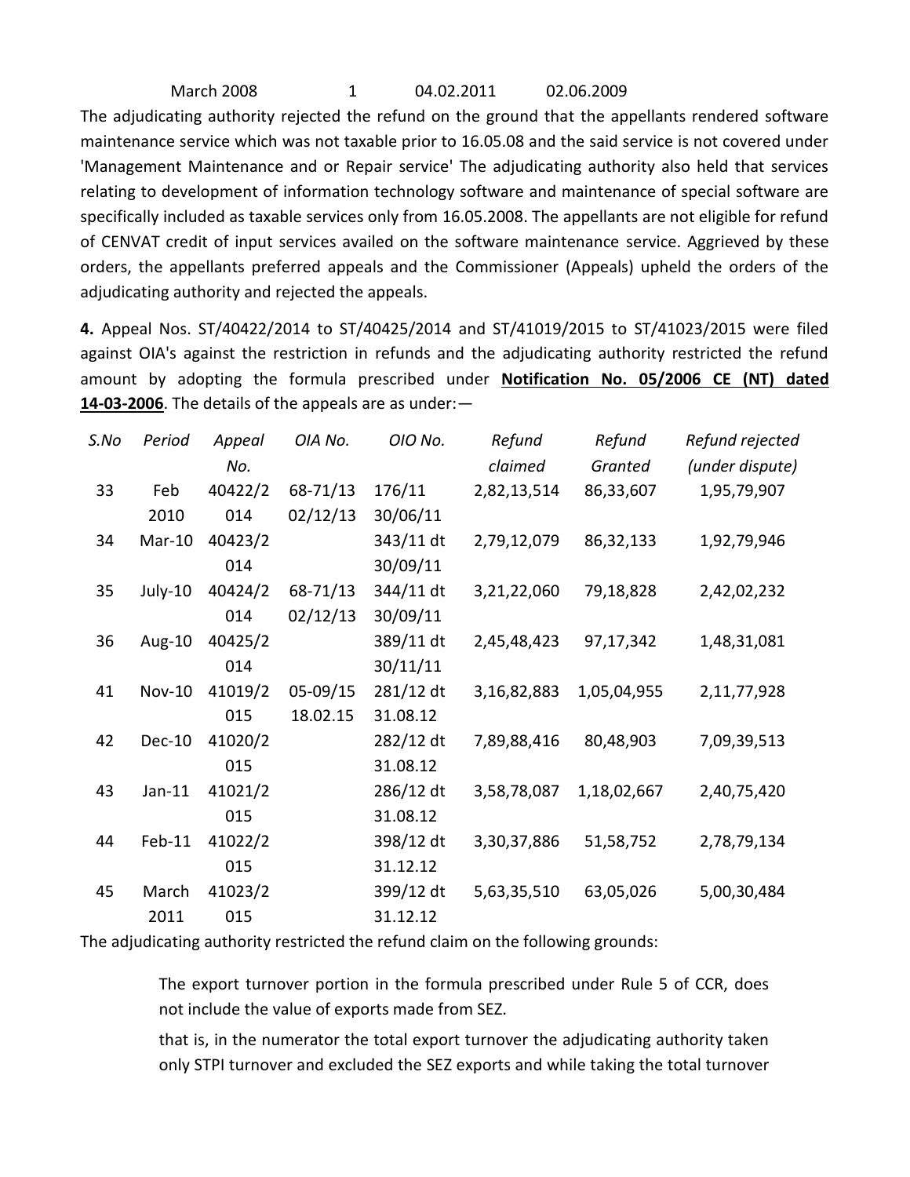| March 2008 | 1 | 04.02.2011 | 02.06.2009 |
|---|---|---|---|

The adjudicating authority rejected the refund on the ground that the appellants rendered software maintenance service which was not taxable prior to 16.05.08 and the said service is not covered under 'Management Maintenance and or Repair service' The adjudicating authority also held that services relating to development of information technology software and maintenance of special software are specifically included as taxable services only from 16.05.2008. The appellants are not eligible for refund of CENVAT credit of input services availed on the software maintenance service. Aggrieved by these orders, the appellants preferred appeals and the Commissioner (Appeals) upheld the orders of the adjudicating authority and rejected the appeals.

**4.** Appeal Nos. ST/40422/2014 to ST/40425/2014 and ST/41019/2015 to ST/41023/2015 were filed against OIA's against the restriction in refunds and the adjudicating authority restricted the refund amount by adopting the formula prescribed under **Notification No. 05/2006 CE (NT) dated 14-03-2006**. The details of the appeals are as under:—

| *S.No* | *Period* | *Appeal No.* | *OIA No.* | *OIO No.* | *Refund claimed* | *Refund Granted* | *Refund rejected (under dispute)* |
|---|---|---|---|---|---|---|---|
| 33 | Feb 2010 | 40422/2014 | 68-71/13 02/12/13 | 176/11 30/06/11 | 2,82,13,514 | 86,33,607 | 1,95,79,907 |
| 34 | Mar-10 | 40423/2014 | | 343/11 dt 30/09/11 | 2,79,12,079 | 86,32,133 | 1,92,79,946 |
| 35 | July-10 | 40424/2014 | 68-71/13 02/12/13 | 344/11 dt 30/09/11 | 3,21,22,060 | 79,18,828 | 2,42,02,232 |
| 36 | Aug-10 | 40425/2014 | | 389/11 dt 30/11/11 | 2,45,48,423 | 97,17,342 | 1,48,31,081 |
| 41 | Nov-10 | 41019/2015 | 05-09/15 18.02.15 | 281/12 dt 31.08.12 | 3,16,82,883 | 1,05,04,955 | 2,11,77,928 |
| 42 | Dec-10 | 41020/2015 | | 282/12 dt 31.08.12 | 7,89,88,416 | 80,48,903 | 7,09,39,513 |
| 43 | Jan-11 | 41021/2015 | | 286/12 dt 31.08.12 | 3,58,78,087 | 1,18,02,667 | 2,40,75,420 |
| 44 | Feb-11 | 41022/2015 | | 398/12 dt 31.12.12 | 3,30,37,886 | 51,58,752 | 2,78,79,134 |
| 45 | March 2011 | 41023/2015 | | 399/12 dt 31.12.12 | 5,63,35,510 | 63,05,026 | 5,00,30,484 |

The adjudicating authority restricted the refund claim on the following grounds:

> The export turnover portion in the formula prescribed under Rule 5 of CCR, does not include the value of exports made from SEZ.
>
> that is, in the numerator the total export turnover the adjudicating authority taken only STPI turnover and excluded the SEZ exports and while taking the total turnover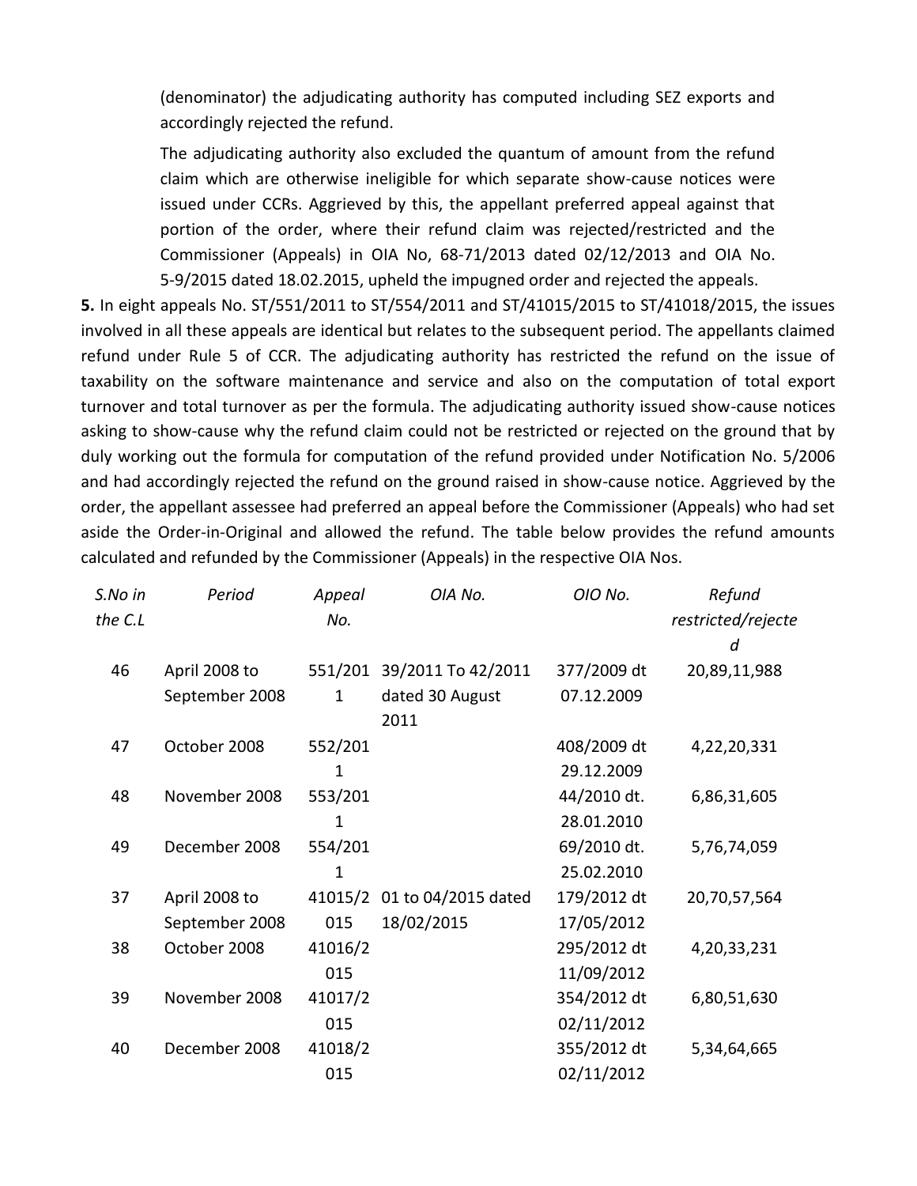(denominator) the adjudicating authority has computed including SEZ exports and accordingly rejected the refund.

The adjudicating authority also excluded the quantum of amount from the refund claim which are otherwise ineligible for which separate show-cause notices were issued under CCRs. Aggrieved by this, the appellant preferred appeal against that portion of the order, where their refund claim was rejected/restricted and the Commissioner (Appeals) in OIA No, 68-71/2013 dated 02/12/2013 and OIA No. 5-9/2015 dated 18.02.2015, upheld the impugned order and rejected the appeals.

**5.** In eight appeals No. ST/551/2011 to ST/554/2011 and ST/41015/2015 to ST/41018/2015, the issues involved in all these appeals are identical but relates to the subsequent period. The appellants claimed refund under Rule 5 of CCR. The adjudicating authority has restricted the refund on the issue of taxability on the software maintenance and service and also on the computation of total export turnover and total turnover as per the formula. The adjudicating authority issued show-cause notices asking to show-cause why the refund claim could not be restricted or rejected on the ground that by duly working out the formula for computation of the refund provided under Notification No. 5/2006 and had accordingly rejected the refund on the ground raised in show-cause notice. Aggrieved by the order, the appellant assessee had preferred an appeal before the Commissioner (Appeals) who had set aside the Order-in-Original and allowed the refund. The table below provides the refund amounts calculated and refunded by the Commissioner (Appeals) in the respective OIA Nos.

| *S.No in the C.L* | *Period* | *Appeal No.* | *OIA No.* | *OIO No.* | *Refund restricted/rejected* |
|---|---|---|---|---|---|
| 46 | April 2008 to September 2008 | 551/2011 | 39/2011 To 42/2011 dated 30 August 2011 | 377/2009 dt 07.12.2009 | 20,89,11,988 |
| 47 | October 2008 | 552/2011 | | 408/2009 dt 29.12.2009 | 4,22,20,331 |
| 48 | November 2008 | 553/2011 | | 44/2010 dt. 28.01.2010 | 6,86,31,605 |
| 49 | December 2008 | 554/2011 | | 69/2010 dt. 25.02.2010 | 5,76,74,059 |
| 37 | April 2008 to September 2008 | 41015/2015 | 01 to 04/2015 dated 18/02/2015 | 179/2012 dt 17/05/2012 | 20,70,57,564 |
| 38 | October 2008 | 41016/2015 | | 295/2012 dt 11/09/2012 | 4,20,33,231 |
| 39 | November 2008 | 41017/2015 | | 354/2012 dt 02/11/2012 | 6,80,51,630 |
| 40 | December 2008 | 41018/2015 | | 355/2012 dt 02/11/2012 | 5,34,64,665 |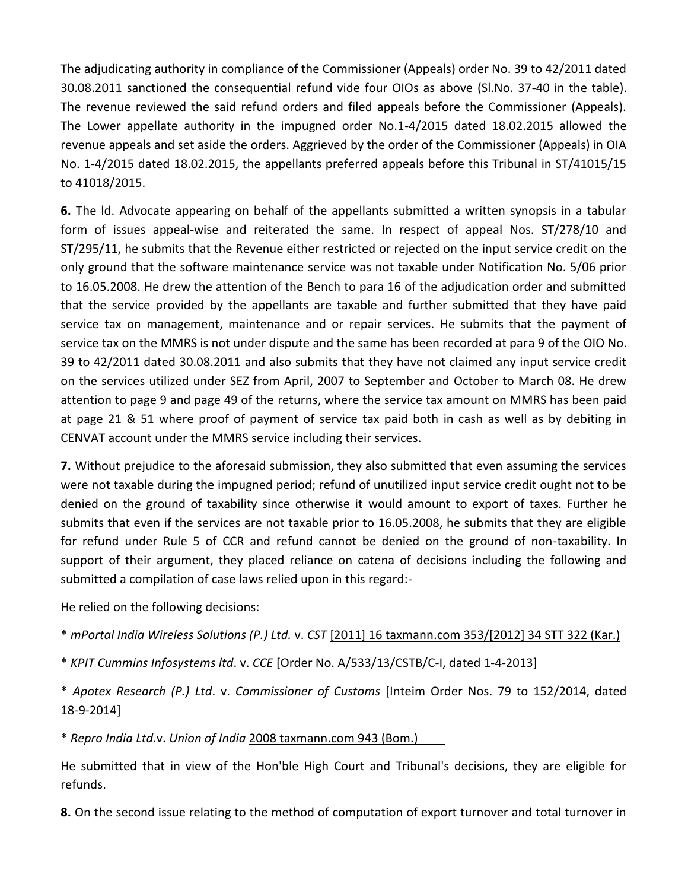The adjudicating authority in compliance of the Commissioner (Appeals) order No. 39 to 42/2011 dated 30.08.2011 sanctioned the consequential refund vide four OIOs as above (Sl.No. 37-40 in the table). The revenue reviewed the said refund orders and filed appeals before the Commissioner (Appeals). The Lower appellate authority in the impugned order No.1-4/2015 dated 18.02.2015 allowed the revenue appeals and set aside the orders. Aggrieved by the order of the Commissioner (Appeals) in OIA No. 1-4/2015 dated 18.02.2015, the appellants preferred appeals before this Tribunal in ST/41015/15 to 41018/2015.

**6.** The ld. Advocate appearing on behalf of the appellants submitted a written synopsis in a tabular form of issues appeal-wise and reiterated the same. In respect of appeal Nos. ST/278/10 and ST/295/11, he submits that the Revenue either restricted or rejected on the input service credit on the only ground that the software maintenance service was not taxable under Notification No. 5/06 prior to 16.05.2008. He drew the attention of the Bench to para 16 of the adjudication order and submitted that the service provided by the appellants are taxable and further submitted that they have paid service tax on management, maintenance and or repair services. He submits that the payment of service tax on the MMRS is not under dispute and the same has been recorded at para 9 of the OIO No. 39 to 42/2011 dated 30.08.2011 and also submits that they have not claimed any input service credit on the services utilized under SEZ from April, 2007 to September and October to March 08. He drew attention to page 9 and page 49 of the returns, where the service tax amount on MMRS has been paid at page 21 & 51 where proof of payment of service tax paid both in cash as well as by debiting in CENVAT account under the MMRS service including their services.

**7.** Without prejudice to the aforesaid submission, they also submitted that even assuming the services were not taxable during the impugned period; refund of unutilized input service credit ought not to be denied on the ground of taxability since otherwise it would amount to export of taxes. Further he submits that even if the services are not taxable prior to 16.05.2008, he submits that they are eligible for refund under Rule 5 of CCR and refund cannot be denied on the ground of non-taxability. In support of their argument, they placed reliance on catena of decisions including the following and submitted a compilation of case laws relied upon in this regard:-

He relied on the following decisions:

* *mPortal India Wireless Solutions (P.) Ltd.* v. *CST* [2011] 16 taxmann.com 353/[2012] 34 STT 322 (Kar.)

* *KPIT Cummins Infosystems ltd*. v. *CCE* [Order No. A/533/13/CSTB/C-I, dated 1-4-2013]

* *Apotex Research (P.) Ltd*. v. *Commissioner of Customs* [Inteim Order Nos. 79 to 152/2014, dated 18-9-2014]

* *Repro India Ltd.*v. *Union of India* 2008 taxmann.com 943 (Bom.)

He submitted that in view of the Hon'ble High Court and Tribunal's decisions, they are eligible for refunds.

**8.** On the second issue relating to the method of computation of export turnover and total turnover in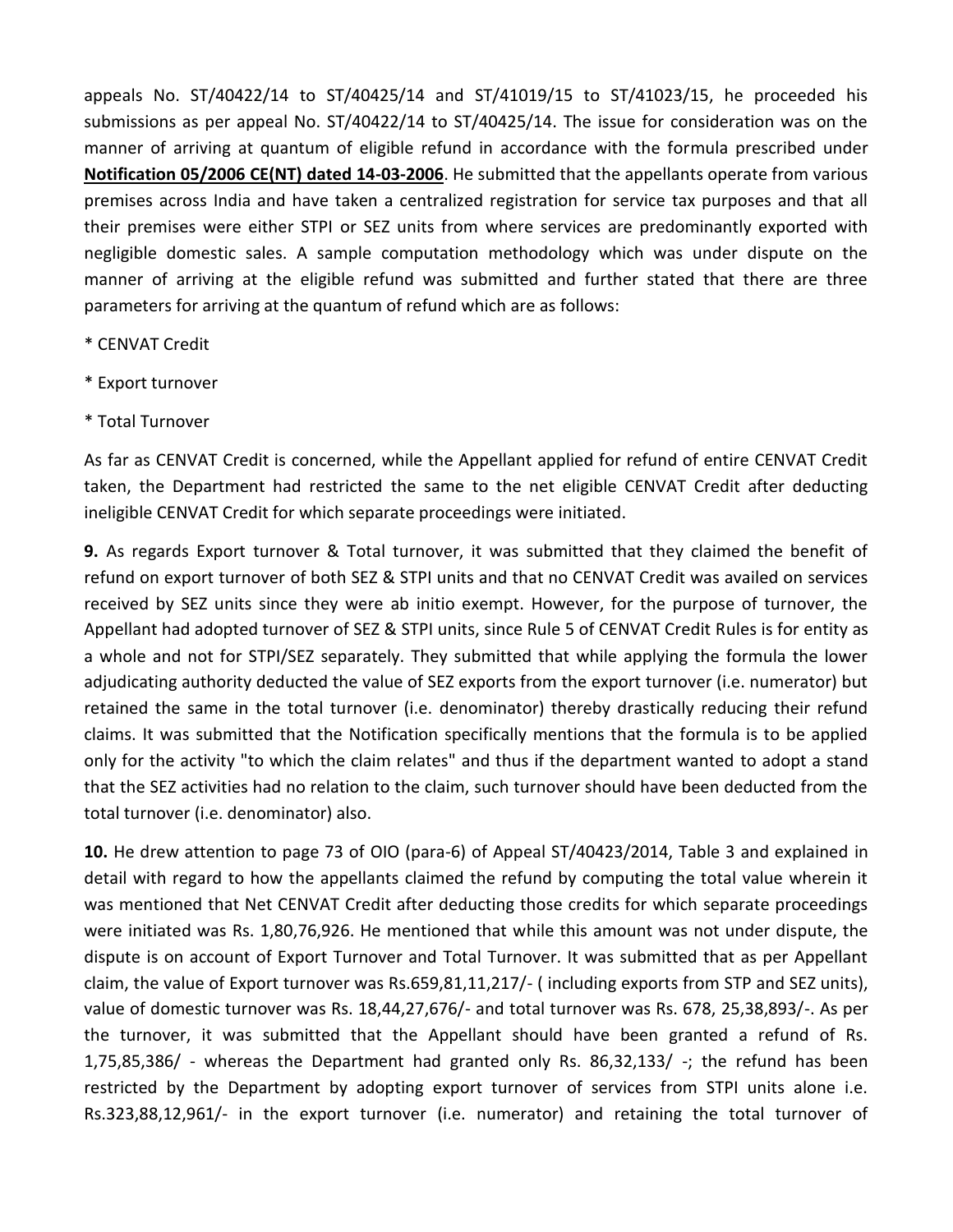appeals No. ST/40422/14 to ST/40425/14 and ST/41019/15 to ST/41023/15, he proceeded his submissions as per appeal No. ST/40422/14 to ST/40425/14. The issue for consideration was on the manner of arriving at quantum of eligible refund in accordance with the formula prescribed under **Notification 05/2006 CE(NT) dated 14-03-2006**. He submitted that the appellants operate from various premises across India and have taken a centralized registration for service tax purposes and that all their premises were either STPI or SEZ units from where services are predominantly exported with negligible domestic sales. A sample computation methodology which was under dispute on the manner of arriving at the eligible refund was submitted and further stated that there are three parameters for arriving at the quantum of refund which are as follows:

* CENVAT Credit

* Export turnover

* Total Turnover

As far as CENVAT Credit is concerned, while the Appellant applied for refund of entire CENVAT Credit taken, the Department had restricted the same to the net eligible CENVAT Credit after deducting ineligible CENVAT Credit for which separate proceedings were initiated.

**9.** As regards Export turnover & Total turnover, it was submitted that they claimed the benefit of refund on export turnover of both SEZ & STPI units and that no CENVAT Credit was availed on services received by SEZ units since they were ab initio exempt. However, for the purpose of turnover, the Appellant had adopted turnover of SEZ & STPI units, since Rule 5 of CENVAT Credit Rules is for entity as a whole and not for STPI/SEZ separately. They submitted that while applying the formula the lower adjudicating authority deducted the value of SEZ exports from the export turnover (i.e. numerator) but retained the same in the total turnover (i.e. denominator) thereby drastically reducing their refund claims. It was submitted that the Notification specifically mentions that the formula is to be applied only for the activity "to which the claim relates" and thus if the department wanted to adopt a stand that the SEZ activities had no relation to the claim, such turnover should have been deducted from the total turnover (i.e. denominator) also.

**10.** He drew attention to page 73 of OIO (para-6) of Appeal ST/40423/2014, Table 3 and explained in detail with regard to how the appellants claimed the refund by computing the total value wherein it was mentioned that Net CENVAT Credit after deducting those credits for which separate proceedings were initiated was Rs. 1,80,76,926. He mentioned that while this amount was not under dispute, the dispute is on account of Export Turnover and Total Turnover. It was submitted that as per Appellant claim, the value of Export turnover was Rs.659,81,11,217/- ( including exports from STP and SEZ units), value of domestic turnover was Rs. 18,44,27,676/- and total turnover was Rs. 678, 25,38,893/-. As per the turnover, it was submitted that the Appellant should have been granted a refund of Rs. 1,75,85,386/ - whereas the Department had granted only Rs. 86,32,133/ -; the refund has been restricted by the Department by adopting export turnover of services from STPI units alone i.e. Rs.323,88,12,961/- in the export turnover (i.e. numerator) and retaining the total turnover of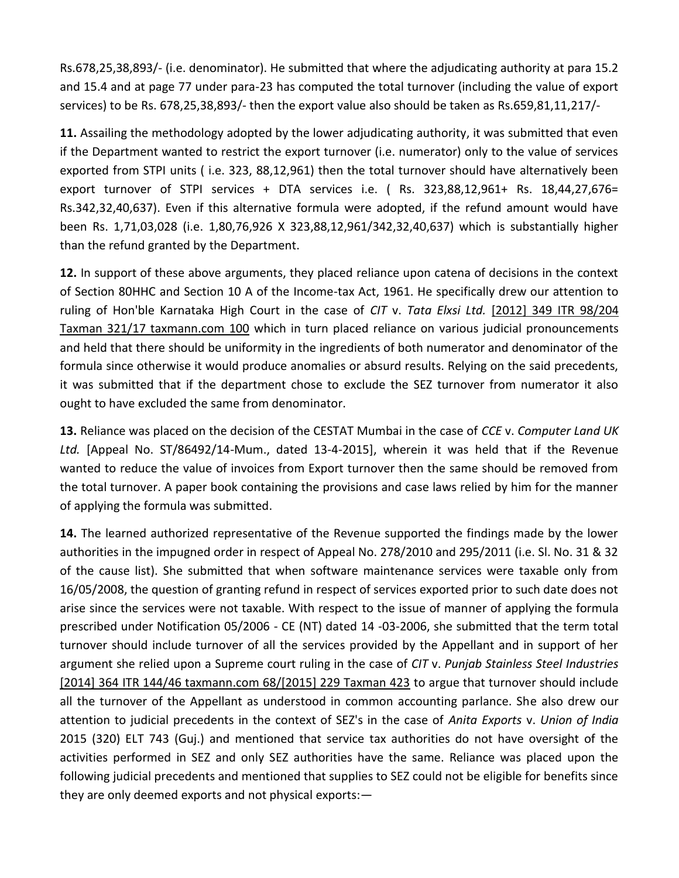Rs.678,25,38,893/- (i.e. denominator). He submitted that where the adjudicating authority at para 15.2 and 15.4 and at page 77 under para-23 has computed the total turnover (including the value of export services) to be Rs. 678,25,38,893/- then the export value also should be taken as Rs.659,81,11,217/-

**11.** Assailing the methodology adopted by the lower adjudicating authority, it was submitted that even if the Department wanted to restrict the export turnover (i.e. numerator) only to the value of services exported from STPI units ( i.e. 323, 88,12,961) then the total turnover should have alternatively been export turnover of STPI services + DTA services i.e. ( Rs. 323,88,12,961+ Rs. 18,44,27,676= Rs.342,32,40,637). Even if this alternative formula were adopted, if the refund amount would have been Rs. 1,71,03,028 (i.e. 1,80,76,926 X 323,88,12,961/342,32,40,637) which is substantially higher than the refund granted by the Department.

**12.** In support of these above arguments, they placed reliance upon catena of decisions in the context of Section 80HHC and Section 10 A of the Income-tax Act, 1961. He specifically drew our attention to ruling of Hon'ble Karnataka High Court in the case of *CIT* v. *Tata Elxsi Ltd.* [2012] 349 ITR 98/204 Taxman 321/17 taxmann.com 100 which in turn placed reliance on various judicial pronouncements and held that there should be uniformity in the ingredients of both numerator and denominator of the formula since otherwise it would produce anomalies or absurd results. Relying on the said precedents, it was submitted that if the department chose to exclude the SEZ turnover from numerator it also ought to have excluded the same from denominator.

**13.** Reliance was placed on the decision of the CESTAT Mumbai in the case of *CCE* v. *Computer Land UK Ltd.* [Appeal No. ST/86492/14-Mum., dated 13-4-2015], wherein it was held that if the Revenue wanted to reduce the value of invoices from Export turnover then the same should be removed from the total turnover. A paper book containing the provisions and case laws relied by him for the manner of applying the formula was submitted.

**14.** The learned authorized representative of the Revenue supported the findings made by the lower authorities in the impugned order in respect of Appeal No. 278/2010 and 295/2011 (i.e. Sl. No. 31 & 32 of the cause list). She submitted that when software maintenance services were taxable only from 16/05/2008, the question of granting refund in respect of services exported prior to such date does not arise since the services were not taxable. With respect to the issue of manner of applying the formula prescribed under Notification 05/2006 - CE (NT) dated 14 -03-2006, she submitted that the term total turnover should include turnover of all the services provided by the Appellant and in support of her argument she relied upon a Supreme court ruling in the case of *CIT* v. *Punjab Stainless Steel Industries* [2014] 364 ITR 144/46 taxmann.com 68/[2015] 229 Taxman 423 to argue that turnover should include all the turnover of the Appellant as understood in common accounting parlance. She also drew our attention to judicial precedents in the context of SEZ's in the case of *Anita Exports* v. *Union of India* 2015 (320) ELT 743 (Guj.) and mentioned that service tax authorities do not have oversight of the activities performed in SEZ and only SEZ authorities have the same. Reliance was placed upon the following judicial precedents and mentioned that supplies to SEZ could not be eligible for benefits since they are only deemed exports and not physical exports:—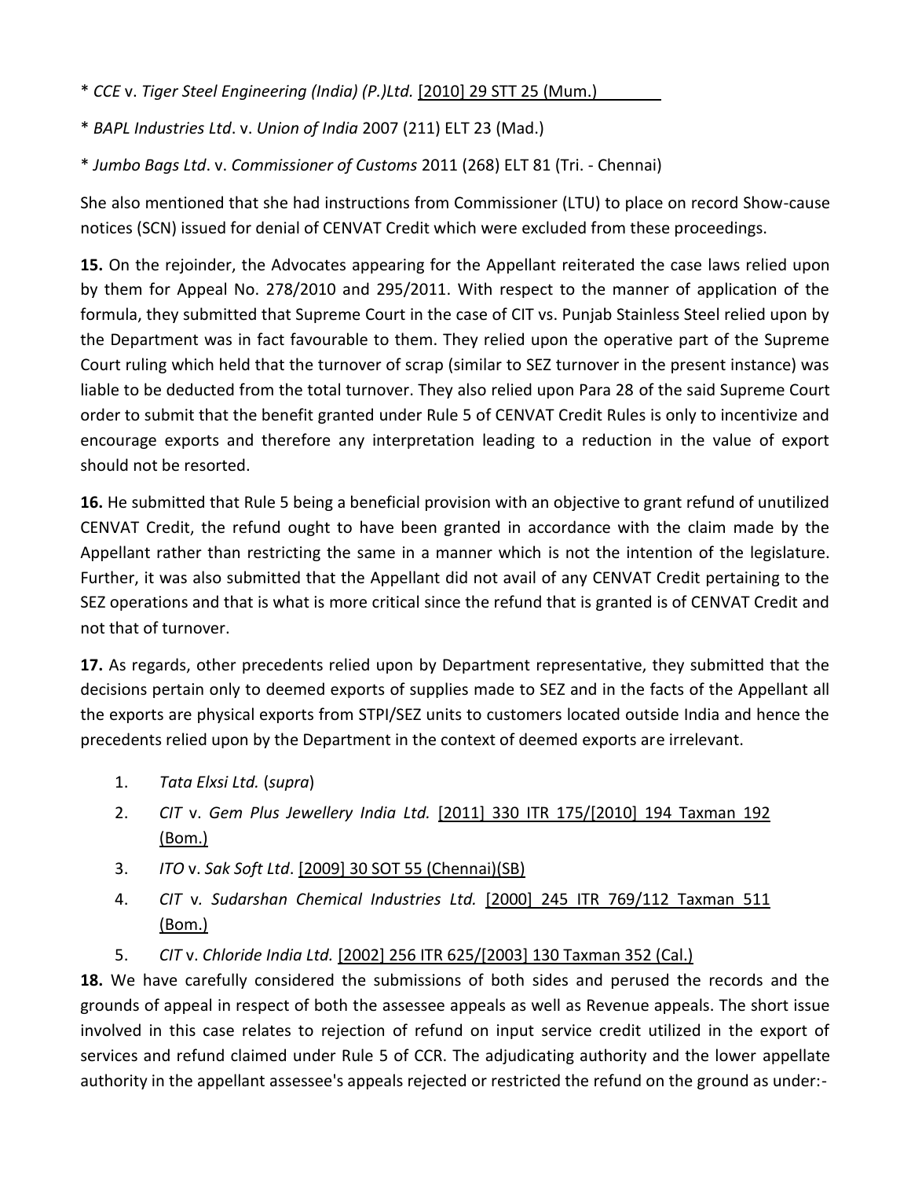* *CCE* v. *Tiger Steel Engineering (India) (P.)Ltd.* [2010] 29 STT 25 (Mum.)

* *BAPL Industries Ltd*. v. *Union of India* 2007 (211) ELT 23 (Mad.)

* *Jumbo Bags Ltd*. v. *Commissioner of Customs* 2011 (268) ELT 81 (Tri. - Chennai)

She also mentioned that she had instructions from Commissioner (LTU) to place on record Show-cause notices (SCN) issued for denial of CENVAT Credit which were excluded from these proceedings.

**15.** On the rejoinder, the Advocates appearing for the Appellant reiterated the case laws relied upon by them for Appeal No. 278/2010 and 295/2011. With respect to the manner of application of the formula, they submitted that Supreme Court in the case of CIT vs. Punjab Stainless Steel relied upon by the Department was in fact favourable to them. They relied upon the operative part of the Supreme Court ruling which held that the turnover of scrap (similar to SEZ turnover in the present instance) was liable to be deducted from the total turnover. They also relied upon Para 28 of the said Supreme Court order to submit that the benefit granted under Rule 5 of CENVAT Credit Rules is only to incentivize and encourage exports and therefore any interpretation leading to a reduction in the value of export should not be resorted.

**16.** He submitted that Rule 5 being a beneficial provision with an objective to grant refund of unutilized CENVAT Credit, the refund ought to have been granted in accordance with the claim made by the Appellant rather than restricting the same in a manner which is not the intention of the legislature. Further, it was also submitted that the Appellant did not avail of any CENVAT Credit pertaining to the SEZ operations and that is what is more critical since the refund that is granted is of CENVAT Credit and not that of turnover.

**17.** As regards, other precedents relied upon by Department representative, they submitted that the decisions pertain only to deemed exports of supplies made to SEZ and in the facts of the Appellant all the exports are physical exports from STPI/SEZ units to customers located outside India and hence the precedents relied upon by the Department in the context of deemed exports are irrelevant.

1. *Tata Elxsi Ltd.* (*supra*)
2. *CIT* v. *Gem Plus Jewellery India Ltd.* [2011] 330 ITR 175/[2010] 194 Taxman 192 (Bom.)
3. *ITO* v. *Sak Soft Ltd*. [2009] 30 SOT 55 (Chennai)(SB)
4. *CIT* v. *Sudarshan Chemical Industries Ltd.* [2000] 245 ITR 769/112 Taxman 511 (Bom.)
5. *CIT* v. *Chloride India Ltd.* [2002] 256 ITR 625/[2003] 130 Taxman 352 (Cal.)

**18.** We have carefully considered the submissions of both sides and perused the records and the grounds of appeal in respect of both the assessee appeals as well as Revenue appeals. The short issue involved in this case relates to rejection of refund on input service credit utilized in the export of services and refund claimed under Rule 5 of CCR. The adjudicating authority and the lower appellate authority in the appellant assessee's appeals rejected or restricted the refund on the ground as under:-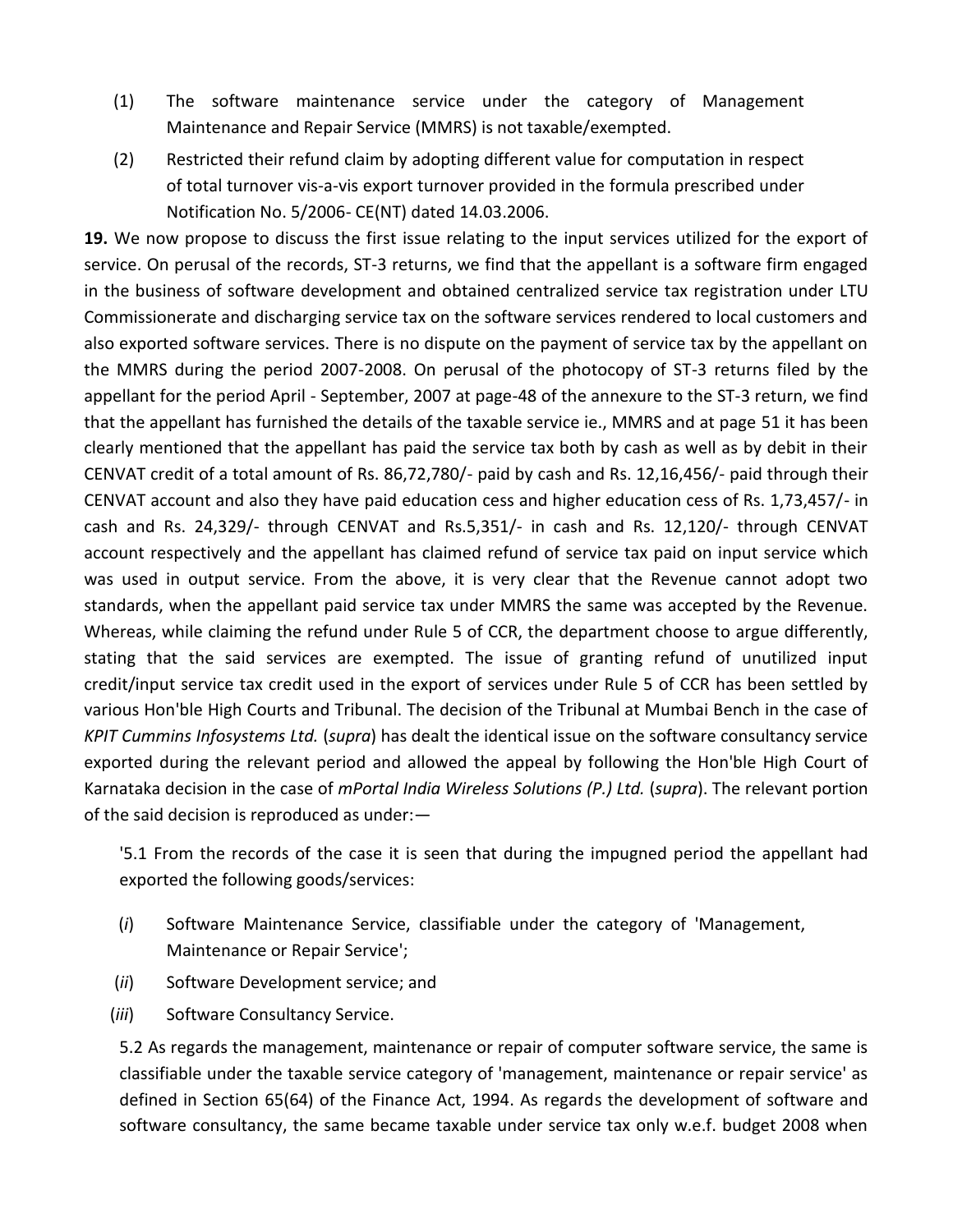(1) The software maintenance service under the category of Management Maintenance and Repair Service (MMRS) is not taxable/exempted.

(2) Restricted their refund claim by adopting different value for computation in respect of total turnover vis-a-vis export turnover provided in the formula prescribed under Notification No. 5/2006- CE(NT) dated 14.03.2006.

**19.** We now propose to discuss the first issue relating to the input services utilized for the export of service. On perusal of the records, ST-3 returns, we find that the appellant is a software firm engaged in the business of software development and obtained centralized service tax registration under LTU Commissionerate and discharging service tax on the software services rendered to local customers and also exported software services. There is no dispute on the payment of service tax by the appellant on the MMRS during the period 2007-2008. On perusal of the photocopy of ST-3 returns filed by the appellant for the period April - September, 2007 at page-48 of the annexure to the ST-3 return, we find that the appellant has furnished the details of the taxable service ie., MMRS and at page 51 it has been clearly mentioned that the appellant has paid the service tax both by cash as well as by debit in their CENVAT credit of a total amount of Rs. 86,72,780/- paid by cash and Rs. 12,16,456/- paid through their CENVAT account and also they have paid education cess and higher education cess of Rs. 1,73,457/- in cash and Rs. 24,329/- through CENVAT and Rs.5,351/- in cash and Rs. 12,120/- through CENVAT account respectively and the appellant has claimed refund of service tax paid on input service which was used in output service. From the above, it is very clear that the Revenue cannot adopt two standards, when the appellant paid service tax under MMRS the same was accepted by the Revenue. Whereas, while claiming the refund under Rule 5 of CCR, the department choose to argue differently, stating that the said services are exempted. The issue of granting refund of unutilized input credit/input service tax credit used in the export of services under Rule 5 of CCR has been settled by various Hon'ble High Courts and Tribunal. The decision of the Tribunal at Mumbai Bench in the case of *KPIT Cummins Infosystems Ltd.* (*supra*) has dealt the identical issue on the software consultancy service exported during the relevant period and allowed the appeal by following the Hon'ble High Court of Karnataka decision in the case of *mPortal India Wireless Solutions (P.) Ltd.* (*supra*). The relevant portion of the said decision is reproduced as under:—

> '5.1 From the records of the case it is seen that during the impugned period the appellant had exported the following goods/services:
>
> (*i*) Software Maintenance Service, classifiable under the category of 'Management, Maintenance or Repair Service';
>
> (*ii*) Software Development service; and
>
> (*iii*) Software Consultancy Service.
>
> 5.2 As regards the management, maintenance or repair of computer software service, the same is classifiable under the taxable service category of 'management, maintenance or repair service' as defined in Section 65(64) of the Finance Act, 1994. As regards the development of software and software consultancy, the same became taxable under service tax only w.e.f. budget 2008 when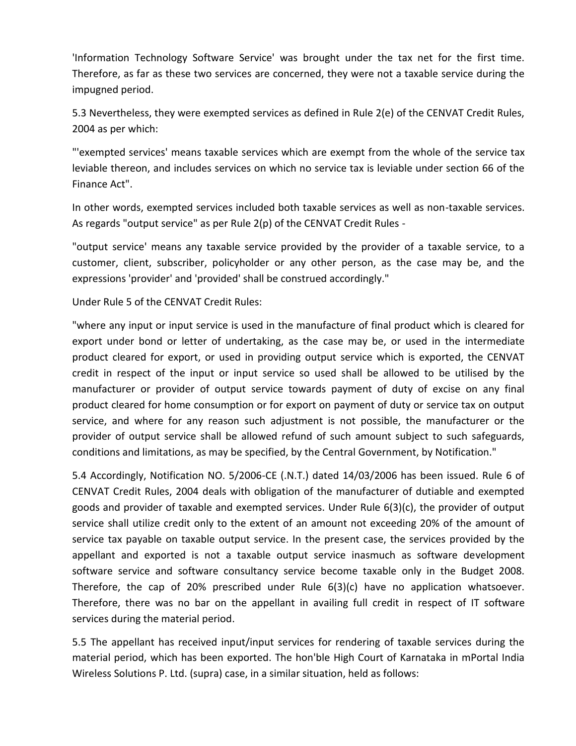'Information Technology Software Service' was brought under the tax net for the first time. Therefore, as far as these two services are concerned, they were not a taxable service during the impugned period.

5.3 Nevertheless, they were exempted services as defined in Rule 2(e) of the CENVAT Credit Rules, 2004 as per which:

"'exempted services' means taxable services which are exempt from the whole of the service tax leviable thereon, and includes services on which no service tax is leviable under section 66 of the Finance Act".

In other words, exempted services included both taxable services as well as non-taxable services. As regards "output service" as per Rule 2(p) of the CENVAT Credit Rules -

"output service' means any taxable service provided by the provider of a taxable service, to a customer, client, subscriber, policyholder or any other person, as the case may be, and the expressions 'provider' and 'provided' shall be construed accordingly."

Under Rule 5 of the CENVAT Credit Rules:

"where any input or input service is used in the manufacture of final product which is cleared for export under bond or letter of undertaking, as the case may be, or used in the intermediate product cleared for export, or used in providing output service which is exported, the CENVAT credit in respect of the input or input service so used shall be allowed to be utilised by the manufacturer or provider of output service towards payment of duty of excise on any final product cleared for home consumption or for export on payment of duty or service tax on output service, and where for any reason such adjustment is not possible, the manufacturer or the provider of output service shall be allowed refund of such amount subject to such safeguards, conditions and limitations, as may be specified, by the Central Government, by Notification."

5.4 Accordingly, Notification NO. 5/2006-CE (.N.T.) dated 14/03/2006 has been issued. Rule 6 of CENVAT Credit Rules, 2004 deals with obligation of the manufacturer of dutiable and exempted goods and provider of taxable and exempted services. Under Rule 6(3)(c), the provider of output service shall utilize credit only to the extent of an amount not exceeding 20% of the amount of service tax payable on taxable output service. In the present case, the services provided by the appellant and exported is not a taxable output service inasmuch as software development software service and software consultancy service become taxable only in the Budget 2008. Therefore, the cap of 20% prescribed under Rule 6(3)(c) have no application whatsoever. Therefore, there was no bar on the appellant in availing full credit in respect of IT software services during the material period.

5.5 The appellant has received input/input services for rendering of taxable services during the material period, which has been exported. The hon'ble High Court of Karnataka in mPortal India Wireless Solutions P. Ltd. (supra) case, in a similar situation, held as follows: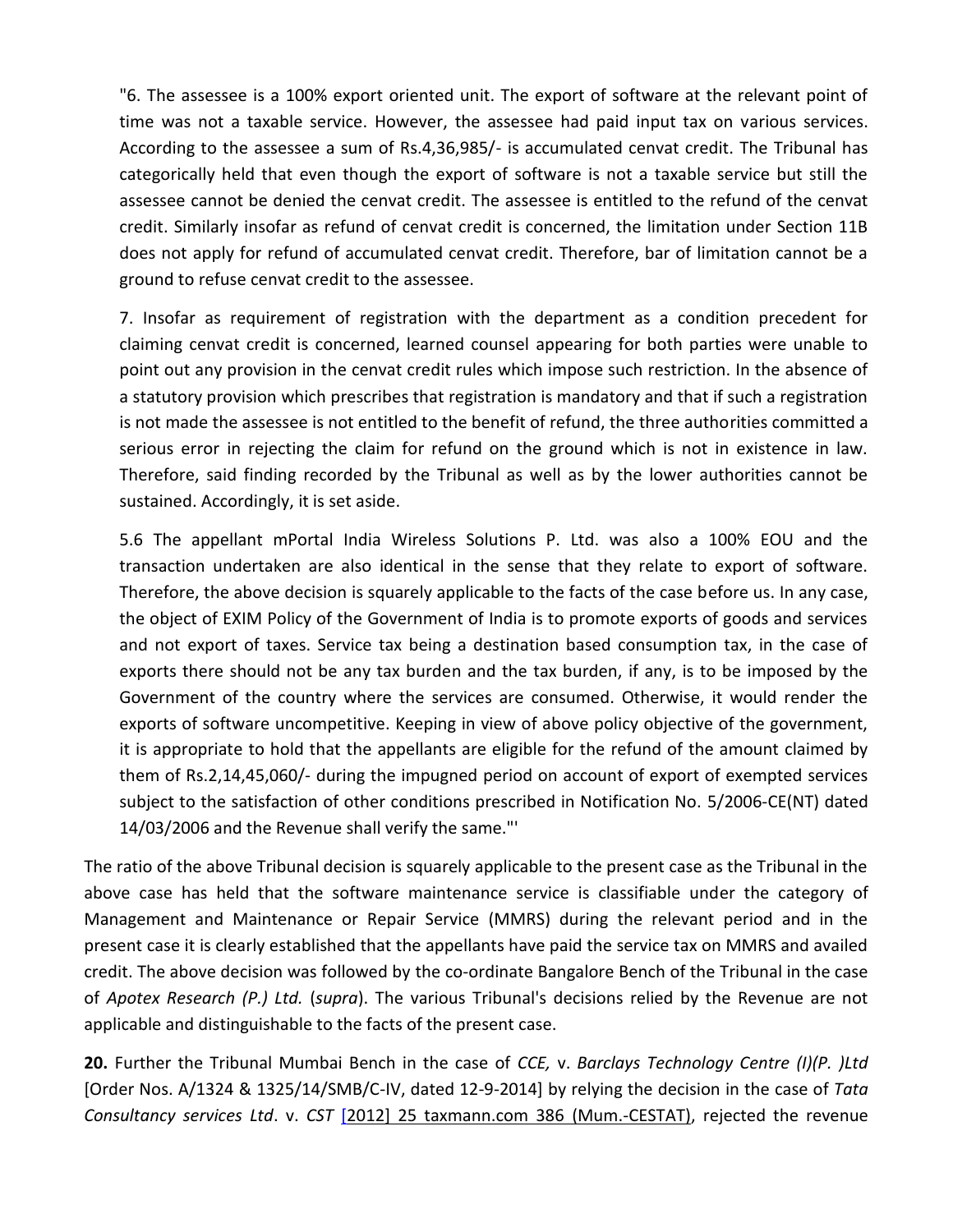> "6. The assessee is a 100% export oriented unit. The export of software at the relevant point of time was not a taxable service. However, the assessee had paid input tax on various services. According to the assessee a sum of Rs.4,36,985/- is accumulated cenvat credit. The Tribunal has categorically held that even though the export of software is not a taxable service but still the assessee cannot be denied the cenvat credit. The assessee is entitled to the refund of the cenvat credit. Similarly insofar as refund of cenvat credit is concerned, the limitation under Section 11B does not apply for refund of accumulated cenvat credit. Therefore, bar of limitation cannot be a ground to refuse cenvat credit to the assessee.
>
> 7. Insofar as requirement of registration with the department as a condition precedent for claiming cenvat credit is concerned, learned counsel appearing for both parties were unable to point out any provision in the cenvat credit rules which impose such restriction. In the absence of a statutory provision which prescribes that registration is mandatory and that if such a registration is not made the assessee is not entitled to the benefit of refund, the three authorities committed a serious error in rejecting the claim for refund on the ground which is not in existence in law. Therefore, said finding recorded by the Tribunal as well as by the lower authorities cannot be sustained. Accordingly, it is set aside.
>
> 5.6 The appellant mPortal India Wireless Solutions P. Ltd. was also a 100% EOU and the transaction undertaken are also identical in the sense that they relate to export of software. Therefore, the above decision is squarely applicable to the facts of the case before us. In any case, the object of EXIM Policy of the Government of India is to promote exports of goods and services and not export of taxes. Service tax being a destination based consumption tax, in the case of exports there should not be any tax burden and the tax burden, if any, is to be imposed by the Government of the country where the services are consumed. Otherwise, it would render the exports of software uncompetitive. Keeping in view of above policy objective of the government, it is appropriate to hold that the appellants are eligible for the refund of the amount claimed by them of Rs.2,14,45,060/- during the impugned period on account of export of exempted services subject to the satisfaction of other conditions prescribed in Notification No. 5/2006-CE(NT) dated 14/03/2006 and the Revenue shall verify the same."'

The ratio of the above Tribunal decision is squarely applicable to the present case as the Tribunal in the above case has held that the software maintenance service is classifiable under the category of Management and Maintenance or Repair Service (MMRS) during the relevant period and in the present case it is clearly established that the appellants have paid the service tax on MMRS and availed credit. The above decision was followed by the co-ordinate Bangalore Bench of the Tribunal in the case of *Apotex Research (P.) Ltd.* (*supra*). The various Tribunal's decisions relied by the Revenue are not applicable and distinguishable to the facts of the present case.

**20.** Further the Tribunal Mumbai Bench in the case of *CCE,* v. *Barclays Technology Centre (I)(P. )Ltd* [Order Nos. A/1324 & 1325/14/SMB/C-IV, dated 12-9-2014] by relying the decision in the case of *Tata Consultancy services Ltd*. v. *CST* [2012] 25 taxmann.com 386 (Mum.-CESTAT), rejected the revenue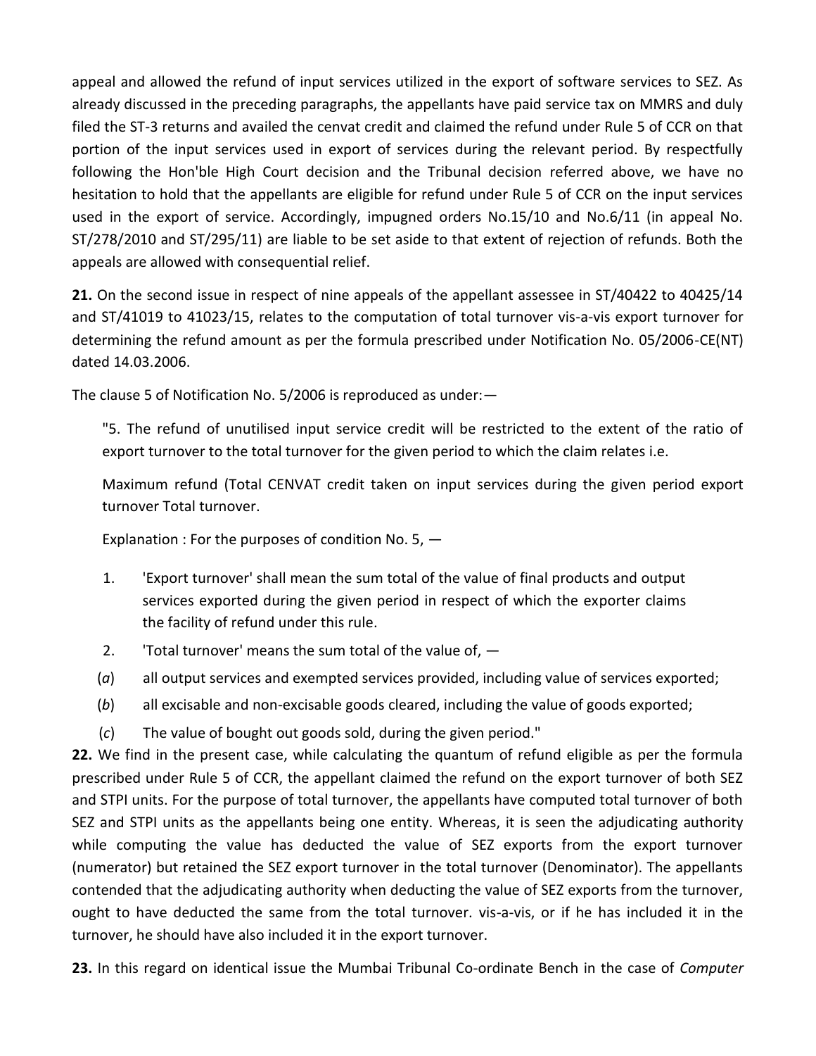appeal and allowed the refund of input services utilized in the export of software services to SEZ. As already discussed in the preceding paragraphs, the appellants have paid service tax on MMRS and duly filed the ST-3 returns and availed the cenvat credit and claimed the refund under Rule 5 of CCR on that portion of the input services used in export of services during the relevant period. By respectfully following the Hon'ble High Court decision and the Tribunal decision referred above, we have no hesitation to hold that the appellants are eligible for refund under Rule 5 of CCR on the input services used in the export of service. Accordingly, impugned orders No.15/10 and No.6/11 (in appeal No. ST/278/2010 and ST/295/11) are liable to be set aside to that extent of rejection of refunds. Both the appeals are allowed with consequential relief.

**21.** On the second issue in respect of nine appeals of the appellant assessee in ST/40422 to 40425/14 and ST/41019 to 41023/15, relates to the computation of total turnover vis-a-vis export turnover for determining the refund amount as per the formula prescribed under Notification No. 05/2006-CE(NT) dated 14.03.2006.

The clause 5 of Notification No. 5/2006 is reproduced as under:—

> "5. The refund of unutilised input service credit will be restricted to the extent of the ratio of export turnover to the total turnover for the given period to which the claim relates i.e.
>
> Maximum refund (Total CENVAT credit taken on input services during the given period export turnover Total turnover.
>
> Explanation : For the purposes of condition No. 5, —
>
> 1. 'Export turnover' shall mean the sum total of the value of final products and output services exported during the given period in respect of which the exporter claims the facility of refund under this rule.
> 2. 'Total turnover' means the sum total of the value of, —
>
> (*a*) all output services and exempted services provided, including value of services exported;
>
> (*b*) all excisable and non-excisable goods cleared, including the value of goods exported;
>
> (*c*) The value of bought out goods sold, during the given period."

**22.** We find in the present case, while calculating the quantum of refund eligible as per the formula prescribed under Rule 5 of CCR, the appellant claimed the refund on the export turnover of both SEZ and STPI units. For the purpose of total turnover, the appellants have computed total turnover of both SEZ and STPI units as the appellants being one entity. Whereas, it is seen the adjudicating authority while computing the value has deducted the value of SEZ exports from the export turnover (numerator) but retained the SEZ export turnover in the total turnover (Denominator). The appellants contended that the adjudicating authority when deducting the value of SEZ exports from the turnover, ought to have deducted the same from the total turnover. vis-a-vis, or if he has included it in the turnover, he should have also included it in the export turnover.

**23.** In this regard on identical issue the Mumbai Tribunal Co-ordinate Bench in the case of *Computer*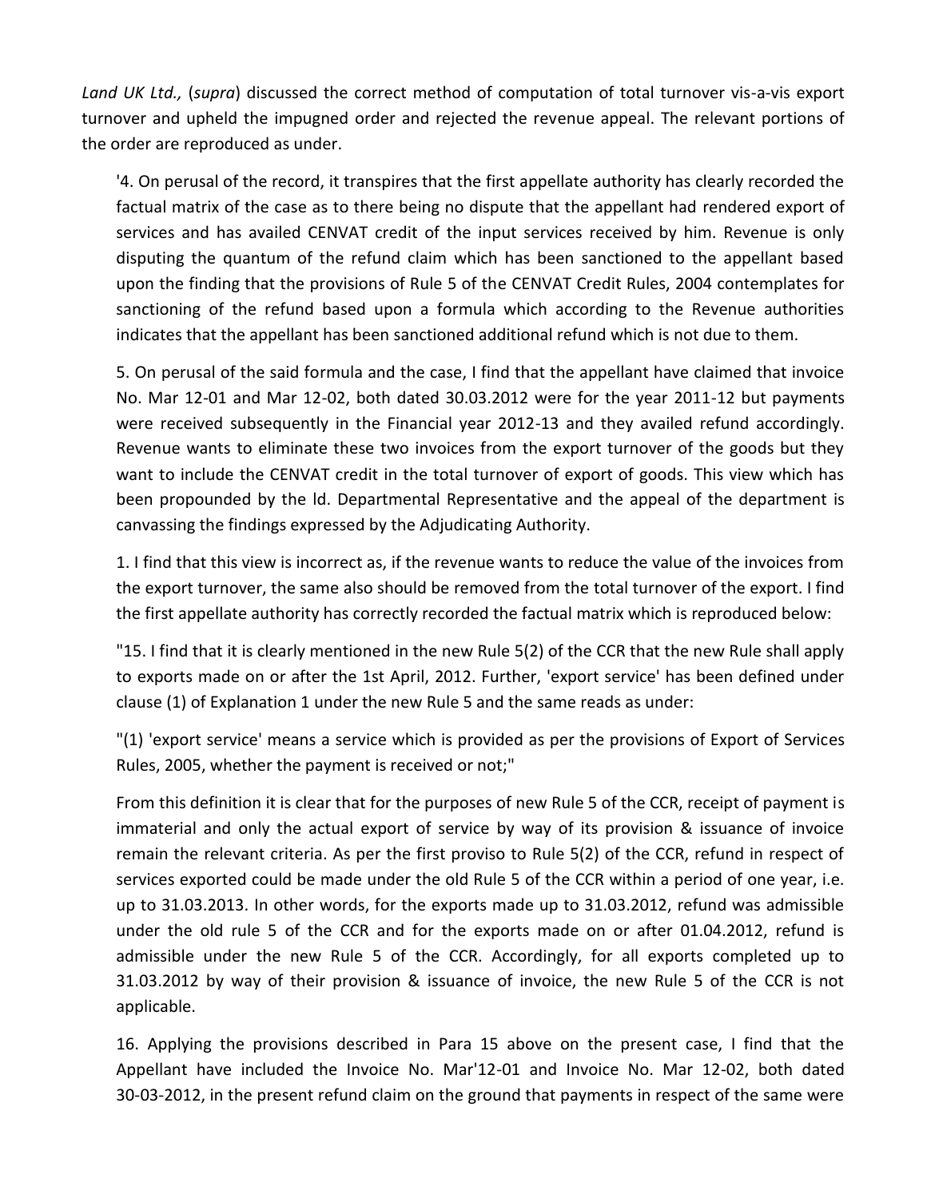*Land UK Ltd.,* (*supra*) discussed the correct method of computation of total turnover vis-a-vis export turnover and upheld the impugned order and rejected the revenue appeal. The relevant portions of the order are reproduced as under.

> '4. On perusal of the record, it transpires that the first appellate authority has clearly recorded the factual matrix of the case as to there being no dispute that the appellant had rendered export of services and has availed CENVAT credit of the input services received by him. Revenue is only disputing the quantum of the refund claim which has been sanctioned to the appellant based upon the finding that the provisions of Rule 5 of the CENVAT Credit Rules, 2004 contemplates for sanctioning of the refund based upon a formula which according to the Revenue authorities indicates that the appellant has been sanctioned additional refund which is not due to them.
>
> 5. On perusal of the said formula and the case, I find that the appellant have claimed that invoice No. Mar 12-01 and Mar 12-02, both dated 30.03.2012 were for the year 2011-12 but payments were received subsequently in the Financial year 2012-13 and they availed refund accordingly. Revenue wants to eliminate these two invoices from the export turnover of the goods but they want to include the CENVAT credit in the total turnover of export of goods. This view which has been propounded by the ld. Departmental Representative and the appeal of the department is canvassing the findings expressed by the Adjudicating Authority.
>
> 1. I find that this view is incorrect as, if the revenue wants to reduce the value of the invoices from the export turnover, the same also should be removed from the total turnover of the export. I find the first appellate authority has correctly recorded the factual matrix which is reproduced below:
>
> "15. I find that it is clearly mentioned in the new Rule 5(2) of the CCR that the new Rule shall apply to exports made on or after the 1st April, 2012. Further, 'export service' has been defined under clause (1) of Explanation 1 under the new Rule 5 and the same reads as under:
>
> "(1) 'export service' means a service which is provided as per the provisions of Export of Services Rules, 2005, whether the payment is received or not;"
>
> From this definition it is clear that for the purposes of new Rule 5 of the CCR, receipt of payment is immaterial and only the actual export of service by way of its provision & issuance of invoice remain the relevant criteria. As per the first proviso to Rule 5(2) of the CCR, refund in respect of services exported could be made under the old Rule 5 of the CCR within a period of one year, i.e. up to 31.03.2013. In other words, for the exports made up to 31.03.2012, refund was admissible under the old rule 5 of the CCR and for the exports made on or after 01.04.2012, refund is admissible under the new Rule 5 of the CCR. Accordingly, for all exports completed up to 31.03.2012 by way of their provision & issuance of invoice, the new Rule 5 of the CCR is not applicable.
>
> 16. Applying the provisions described in Para 15 above on the present case, I find that the Appellant have included the Invoice No. Mar'12-01 and Invoice No. Mar 12-02, both dated 30-03-2012, in the present refund claim on the ground that payments in respect of the same were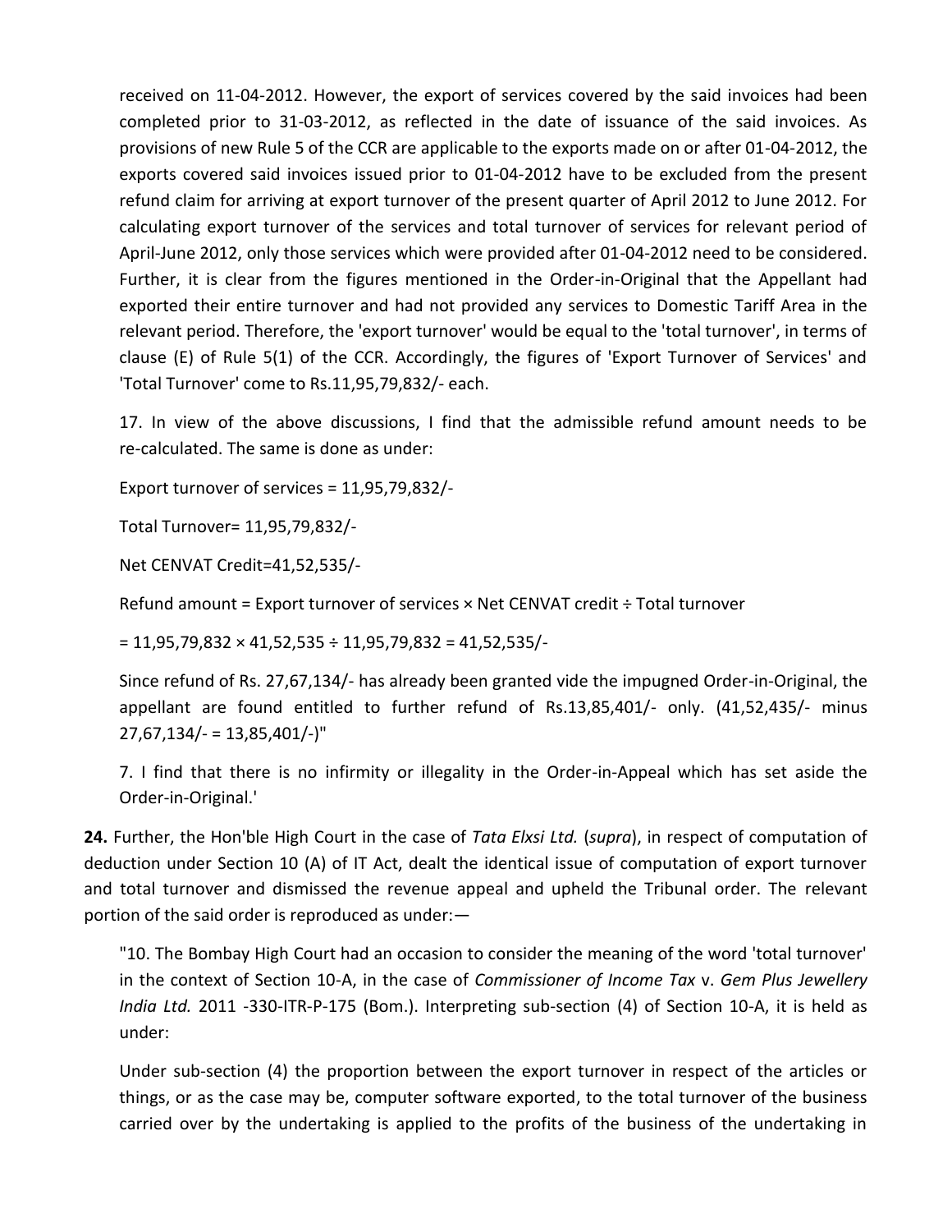received on 11-04-2012. However, the export of services covered by the said invoices had been completed prior to 31-03-2012, as reflected in the date of issuance of the said invoices. As provisions of new Rule 5 of the CCR are applicable to the exports made on or after 01-04-2012, the exports covered said invoices issued prior to 01-04-2012 have to be excluded from the present refund claim for arriving at export turnover of the present quarter of April 2012 to June 2012. For calculating export turnover of the services and total turnover of services for relevant period of April-June 2012, only those services which were provided after 01-04-2012 need to be considered. Further, it is clear from the figures mentioned in the Order-in-Original that the Appellant had exported their entire turnover and had not provided any services to Domestic Tariff Area in the relevant period. Therefore, the 'export turnover' would be equal to the 'total turnover', in terms of clause (E) of Rule 5(1) of the CCR. Accordingly, the figures of 'Export Turnover of Services' and 'Total Turnover' come to Rs.11,95,79,832/- each.

17. In view of the above discussions, I find that the admissible refund amount needs to be re-calculated. The same is done as under:

Export turnover of services = 11,95,79,832/-

Total Turnover= 11,95,79,832/-

Net CENVAT Credit=41,52,535/-

Refund amount = Export turnover of services × Net CENVAT credit ÷ Total turnover

= 11,95,79,832 × 41,52,535 ÷ 11,95,79,832 = 41,52,535/-

Since refund of Rs. 27,67,134/- has already been granted vide the impugned Order-in-Original, the appellant are found entitled to further refund of Rs.13,85,401/- only. (41,52,435/- minus 27,67,134/- = 13,85,401/-)"

7. I find that there is no infirmity or illegality in the Order-in-Appeal which has set aside the Order-in-Original.'

**24.** Further, the Hon'ble High Court in the case of *Tata Elxsi Ltd.* (*supra*), in respect of computation of deduction under Section 10 (A) of IT Act, dealt the identical issue of computation of export turnover and total turnover and dismissed the revenue appeal and upheld the Tribunal order. The relevant portion of the said order is reproduced as under:—

"10. The Bombay High Court had an occasion to consider the meaning of the word 'total turnover' in the context of Section 10-A, in the case of *Commissioner of Income Tax* v. *Gem Plus Jewellery India Ltd.* 2011 -330-ITR-P-175 (Bom.). Interpreting sub-section (4) of Section 10-A, it is held as under:

Under sub-section (4) the proportion between the export turnover in respect of the articles or things, or as the case may be, computer software exported, to the total turnover of the business carried over by the undertaking is applied to the profits of the business of the undertaking in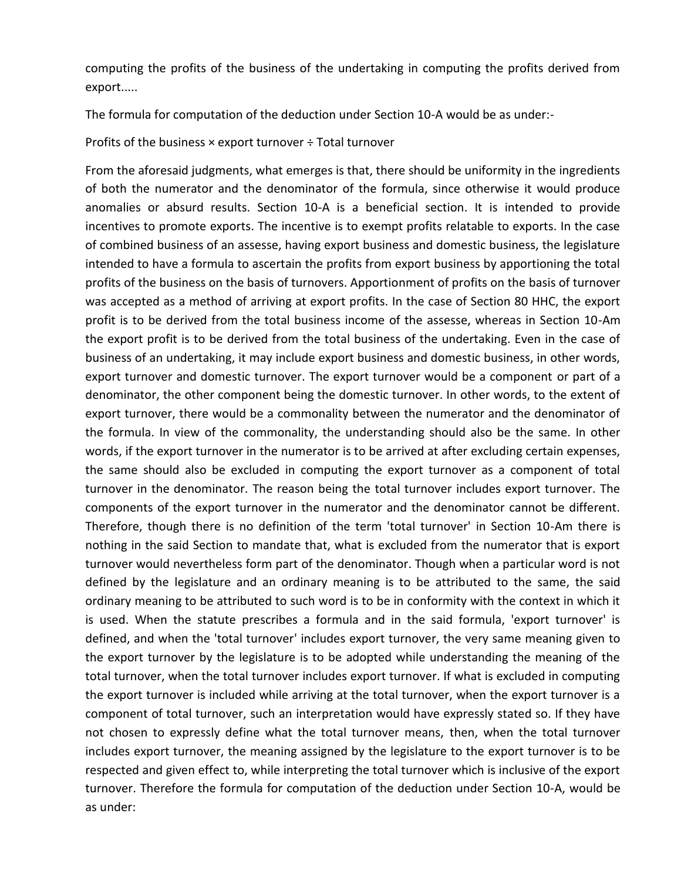computing the profits of the business of the undertaking in computing the profits derived from export.....

The formula for computation of the deduction under Section 10-A would be as under:-

Profits of the business × export turnover ÷ Total turnover

From the aforesaid judgments, what emerges is that, there should be uniformity in the ingredients of both the numerator and the denominator of the formula, since otherwise it would produce anomalies or absurd results. Section 10-A is a beneficial section. It is intended to provide incentives to promote exports. The incentive is to exempt profits relatable to exports. In the case of combined business of an assesse, having export business and domestic business, the legislature intended to have a formula to ascertain the profits from export business by apportioning the total profits of the business on the basis of turnovers. Apportionment of profits on the basis of turnover was accepted as a method of arriving at export profits. In the case of Section 80 HHC, the export profit is to be derived from the total business income of the assesse, whereas in Section 10-Am the export profit is to be derived from the total business of the undertaking. Even in the case of business of an undertaking, it may include export business and domestic business, in other words, export turnover and domestic turnover. The export turnover would be a component or part of a denominator, the other component being the domestic turnover. In other words, to the extent of export turnover, there would be a commonality between the numerator and the denominator of the formula. In view of the commonality, the understanding should also be the same. In other words, if the export turnover in the numerator is to be arrived at after excluding certain expenses, the same should also be excluded in computing the export turnover as a component of total turnover in the denominator. The reason being the total turnover includes export turnover. The components of the export turnover in the numerator and the denominator cannot be different. Therefore, though there is no definition of the term 'total turnover' in Section 10-Am there is nothing in the said Section to mandate that, what is excluded from the numerator that is export turnover would nevertheless form part of the denominator. Though when a particular word is not defined by the legislature and an ordinary meaning is to be attributed to the same, the said ordinary meaning to be attributed to such word is to be in conformity with the context in which it is used. When the statute prescribes a formula and in the said formula, 'export turnover' is defined, and when the 'total turnover' includes export turnover, the very same meaning given to the export turnover by the legislature is to be adopted while understanding the meaning of the total turnover, when the total turnover includes export turnover. If what is excluded in computing the export turnover is included while arriving at the total turnover, when the export turnover is a component of total turnover, such an interpretation would have expressly stated so. If they have not chosen to expressly define what the total turnover means, then, when the total turnover includes export turnover, the meaning assigned by the legislature to the export turnover is to be respected and given effect to, while interpreting the total turnover which is inclusive of the export turnover. Therefore the formula for computation of the deduction under Section 10-A, would be as under: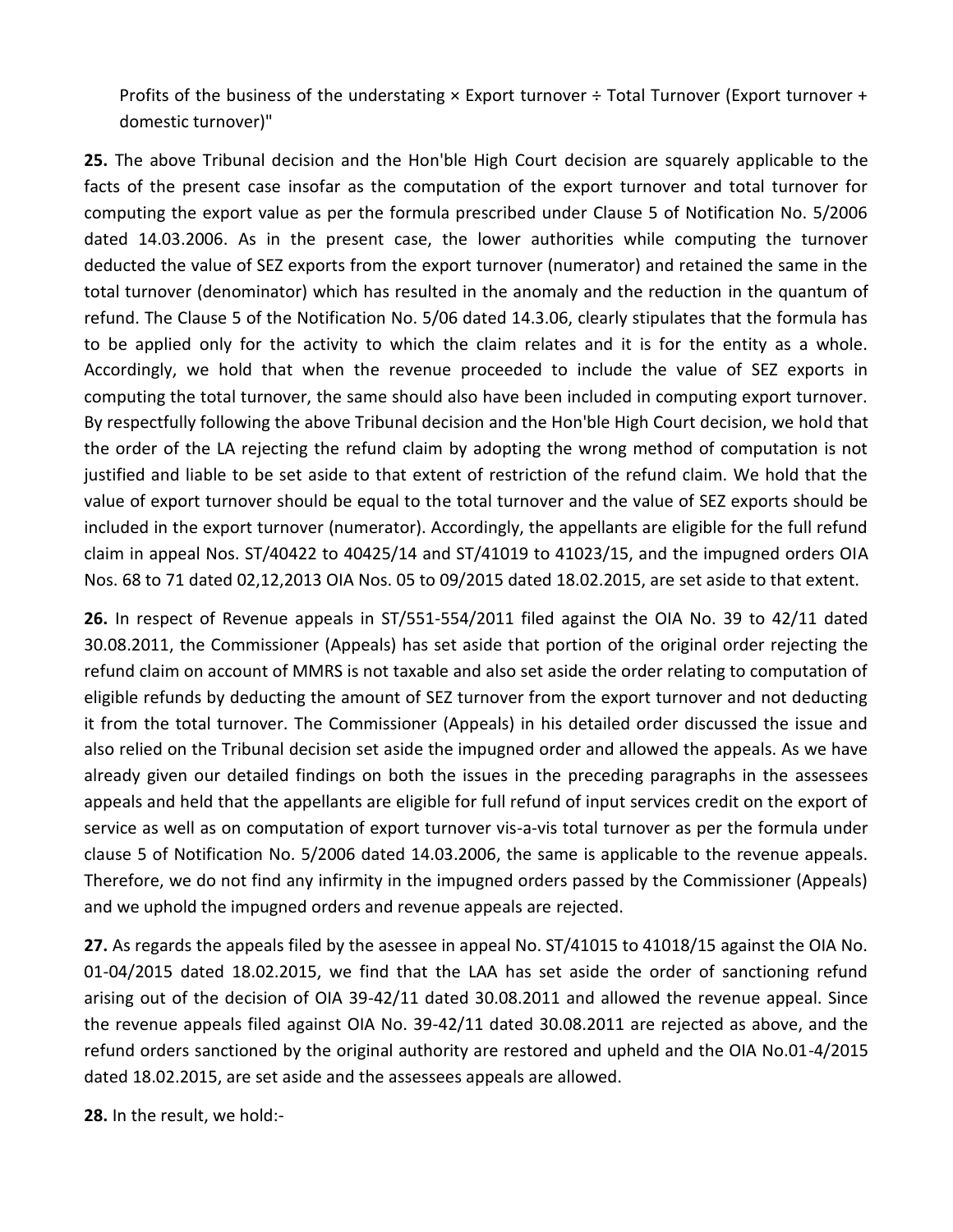Profits of the business of the understating × Export turnover ÷ Total Turnover (Export turnover + domestic turnover)"

**25.** The above Tribunal decision and the Hon'ble High Court decision are squarely applicable to the facts of the present case insofar as the computation of the export turnover and total turnover for computing the export value as per the formula prescribed under Clause 5 of Notification No. 5/2006 dated 14.03.2006. As in the present case, the lower authorities while computing the turnover deducted the value of SEZ exports from the export turnover (numerator) and retained the same in the total turnover (denominator) which has resulted in the anomaly and the reduction in the quantum of refund. The Clause 5 of the Notification No. 5/06 dated 14.3.06, clearly stipulates that the formula has to be applied only for the activity to which the claim relates and it is for the entity as a whole. Accordingly, we hold that when the revenue proceeded to include the value of SEZ exports in computing the total turnover, the same should also have been included in computing export turnover. By respectfully following the above Tribunal decision and the Hon'ble High Court decision, we hold that the order of the LA rejecting the refund claim by adopting the wrong method of computation is not justified and liable to be set aside to that extent of restriction of the refund claim. We hold that the value of export turnover should be equal to the total turnover and the value of SEZ exports should be included in the export turnover (numerator). Accordingly, the appellants are eligible for the full refund claim in appeal Nos. ST/40422 to 40425/14 and ST/41019 to 41023/15, and the impugned orders OIA Nos. 68 to 71 dated 02,12,2013 OIA Nos. 05 to 09/2015 dated 18.02.2015, are set aside to that extent.

**26.** In respect of Revenue appeals in ST/551-554/2011 filed against the OIA No. 39 to 42/11 dated 30.08.2011, the Commissioner (Appeals) has set aside that portion of the original order rejecting the refund claim on account of MMRS is not taxable and also set aside the order relating to computation of eligible refunds by deducting the amount of SEZ turnover from the export turnover and not deducting it from the total turnover. The Commissioner (Appeals) in his detailed order discussed the issue and also relied on the Tribunal decision set aside the impugned order and allowed the appeals. As we have already given our detailed findings on both the issues in the preceding paragraphs in the assessees appeals and held that the appellants are eligible for full refund of input services credit on the export of service as well as on computation of export turnover vis-a-vis total turnover as per the formula under clause 5 of Notification No. 5/2006 dated 14.03.2006, the same is applicable to the revenue appeals. Therefore, we do not find any infirmity in the impugned orders passed by the Commissioner (Appeals) and we uphold the impugned orders and revenue appeals are rejected.

**27.** As regards the appeals filed by the asessee in appeal No. ST/41015 to 41018/15 against the OIA No. 01-04/2015 dated 18.02.2015, we find that the LAA has set aside the order of sanctioning refund arising out of the decision of OIA 39-42/11 dated 30.08.2011 and allowed the revenue appeal. Since the revenue appeals filed against OIA No. 39-42/11 dated 30.08.2011 are rejected as above, and the refund orders sanctioned by the original authority are restored and upheld and the OIA No.01-4/2015 dated 18.02.2015, are set aside and the assessees appeals are allowed.

**28.** In the result, we hold:-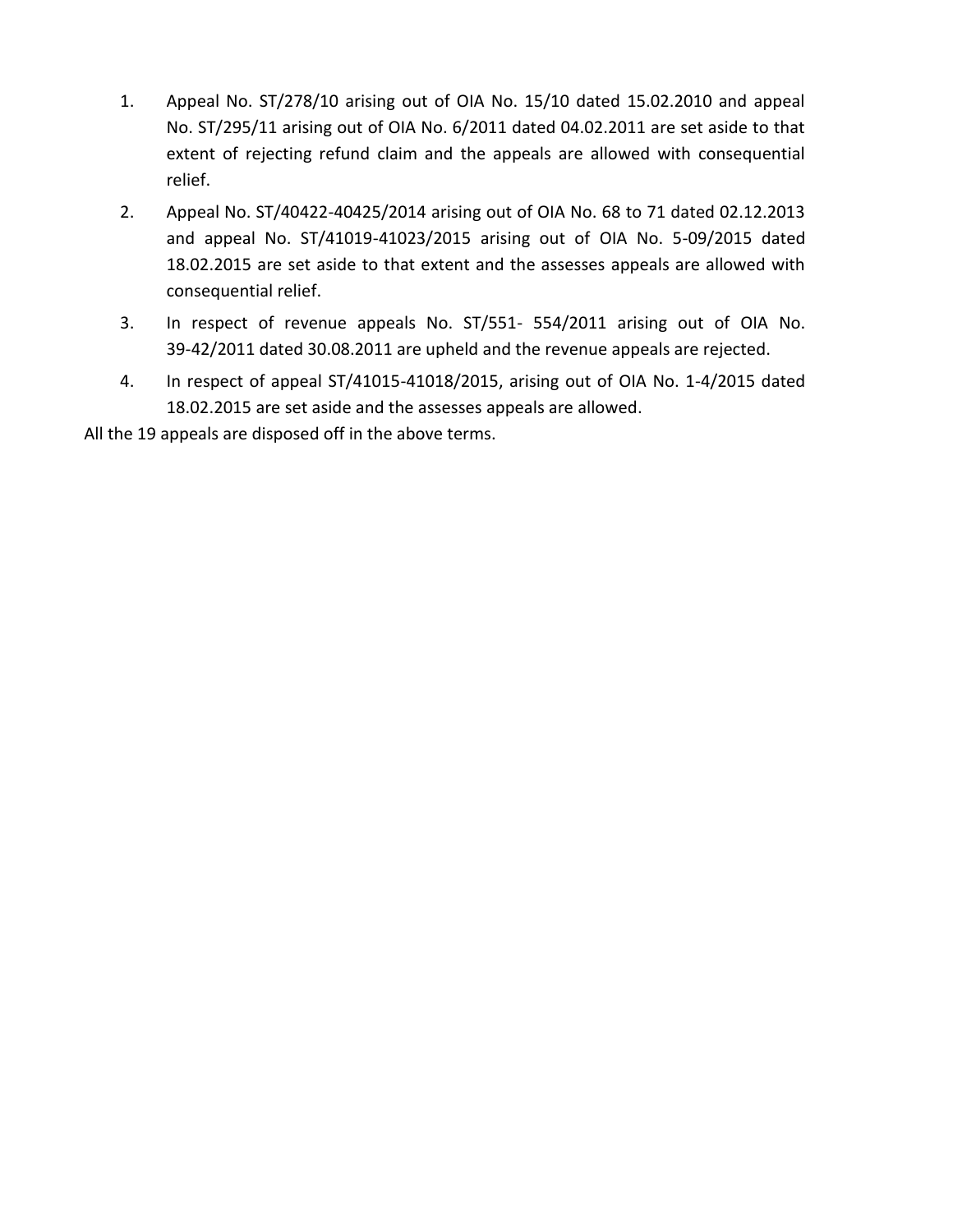1. Appeal No. ST/278/10 arising out of OIA No. 15/10 dated 15.02.2010 and appeal No. ST/295/11 arising out of OIA No. 6/2011 dated 04.02.2011 are set aside to that extent of rejecting refund claim and the appeals are allowed with consequential relief.
2. Appeal No. ST/40422-40425/2014 arising out of OIA No. 68 to 71 dated 02.12.2013 and appeal No. ST/41019-41023/2015 arising out of OIA No. 5-09/2015 dated 18.02.2015 are set aside to that extent and the assesses appeals are allowed with consequential relief.
3. In respect of revenue appeals No. ST/551- 554/2011 arising out of OIA No. 39-42/2011 dated 30.08.2011 are upheld and the revenue appeals are rejected.
4. In respect of appeal ST/41015-41018/2015, arising out of OIA No. 1-4/2015 dated 18.02.2015 are set aside and the assesses appeals are allowed.

All the 19 appeals are disposed off in the above terms.